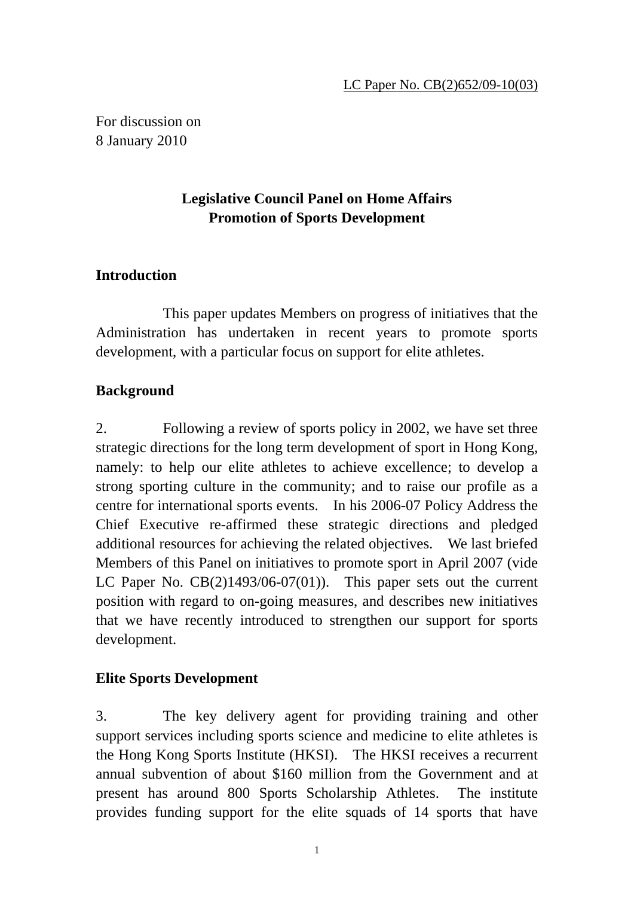LC Paper No. CB(2)652/09-10(03)

For discussion on
8 January 2010

**Legislative Council Panel on Home Affairs**
**Promotion of Sports Development**

## Introduction

This paper updates Members on progress of initiatives that the Administration has undertaken in recent years to promote sports development, with a particular focus on support for elite athletes.

## Background

2. Following a review of sports policy in 2002, we have set three strategic directions for the long term development of sport in Hong Kong, namely: to help our elite athletes to achieve excellence; to develop a strong sporting culture in the community; and to raise our profile as a centre for international sports events. In his 2006-07 Policy Address the Chief Executive re-affirmed these strategic directions and pledged additional resources for achieving the related objectives. We last briefed Members of this Panel on initiatives to promote sport in April 2007 (vide LC Paper No. CB(2)1493/06-07(01)). This paper sets out the current position with regard to on-going measures, and describes new initiatives that we have recently introduced to strengthen our support for sports development.

## Elite Sports Development

3. The key delivery agent for providing training and other support services including sports science and medicine to elite athletes is the Hong Kong Sports Institute (HKSI). The HKSI receives a recurrent annual subvention of about $160 million from the Government and at present has around 800 Sports Scholarship Athletes. The institute provides funding support for the elite squads of 14 sports that have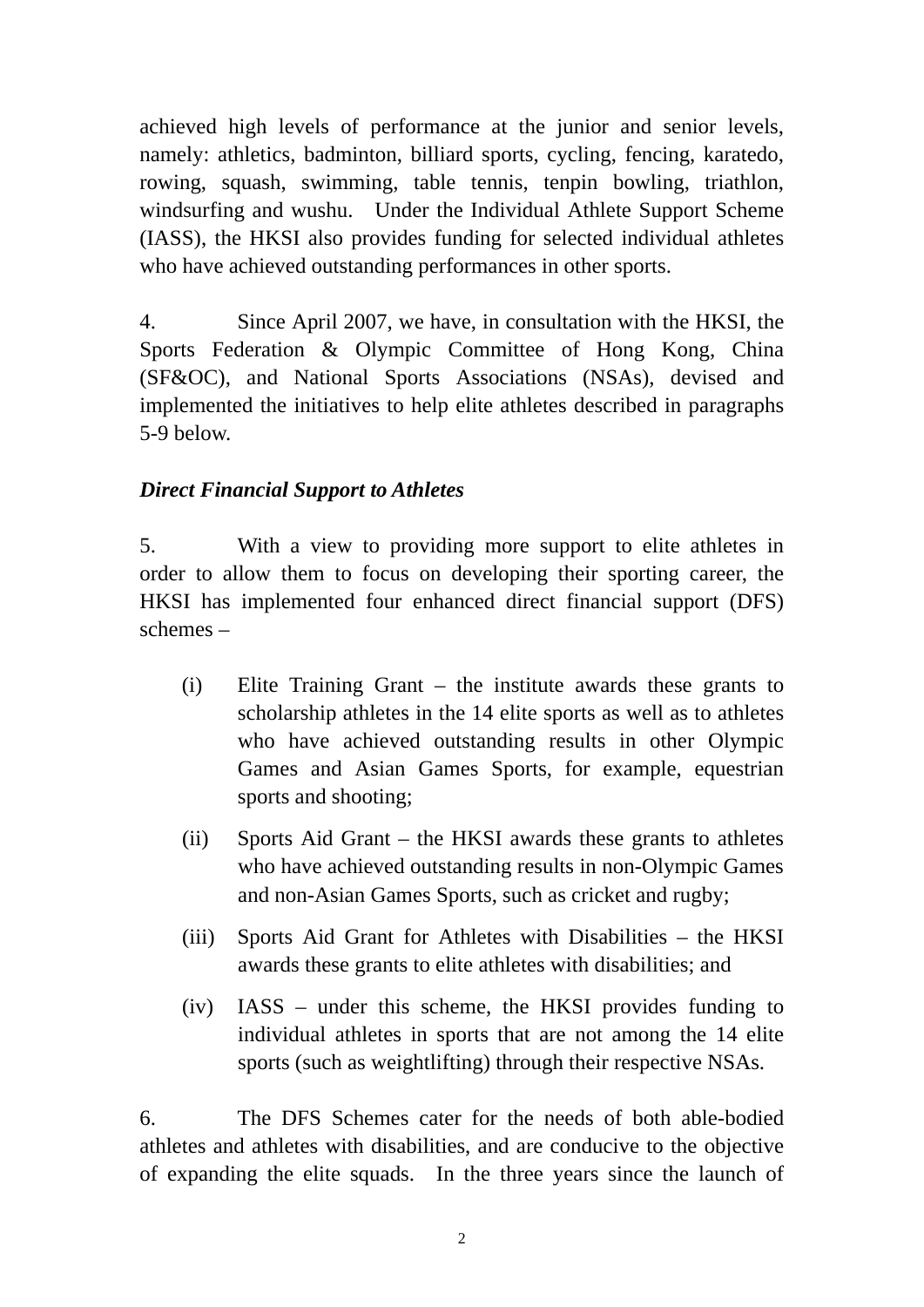achieved high levels of performance at the junior and senior levels, namely: athletics, badminton, billiard sports, cycling, fencing, karatedo, rowing, squash, swimming, table tennis, tenpin bowling, triathlon, windsurfing and wushu. Under the Individual Athlete Support Scheme (IASS), the HKSI also provides funding for selected individual athletes who have achieved outstanding performances in other sports.

4. Since April 2007, we have, in consultation with the HKSI, the Sports Federation & Olympic Committee of Hong Kong, China (SF&OC), and National Sports Associations (NSAs), devised and implemented the initiatives to help elite athletes described in paragraphs 5-9 below.

***Direct Financial Support to Athletes***

5. With a view to providing more support to elite athletes in order to allow them to focus on developing their sporting career, the HKSI has implemented four enhanced direct financial support (DFS) schemes –

(i) Elite Training Grant – the institute awards these grants to scholarship athletes in the 14 elite sports as well as to athletes who have achieved outstanding results in other Olympic Games and Asian Games Sports, for example, equestrian sports and shooting;

(ii) Sports Aid Grant – the HKSI awards these grants to athletes who have achieved outstanding results in non-Olympic Games and non-Asian Games Sports, such as cricket and rugby;

(iii) Sports Aid Grant for Athletes with Disabilities – the HKSI awards these grants to elite athletes with disabilities; and

(iv) IASS – under this scheme, the HKSI provides funding to individual athletes in sports that are not among the 14 elite sports (such as weightlifting) through their respective NSAs.

6. The DFS Schemes cater for the needs of both able-bodied athletes and athletes with disabilities, and are conducive to the objective of expanding the elite squads. In the three years since the launch of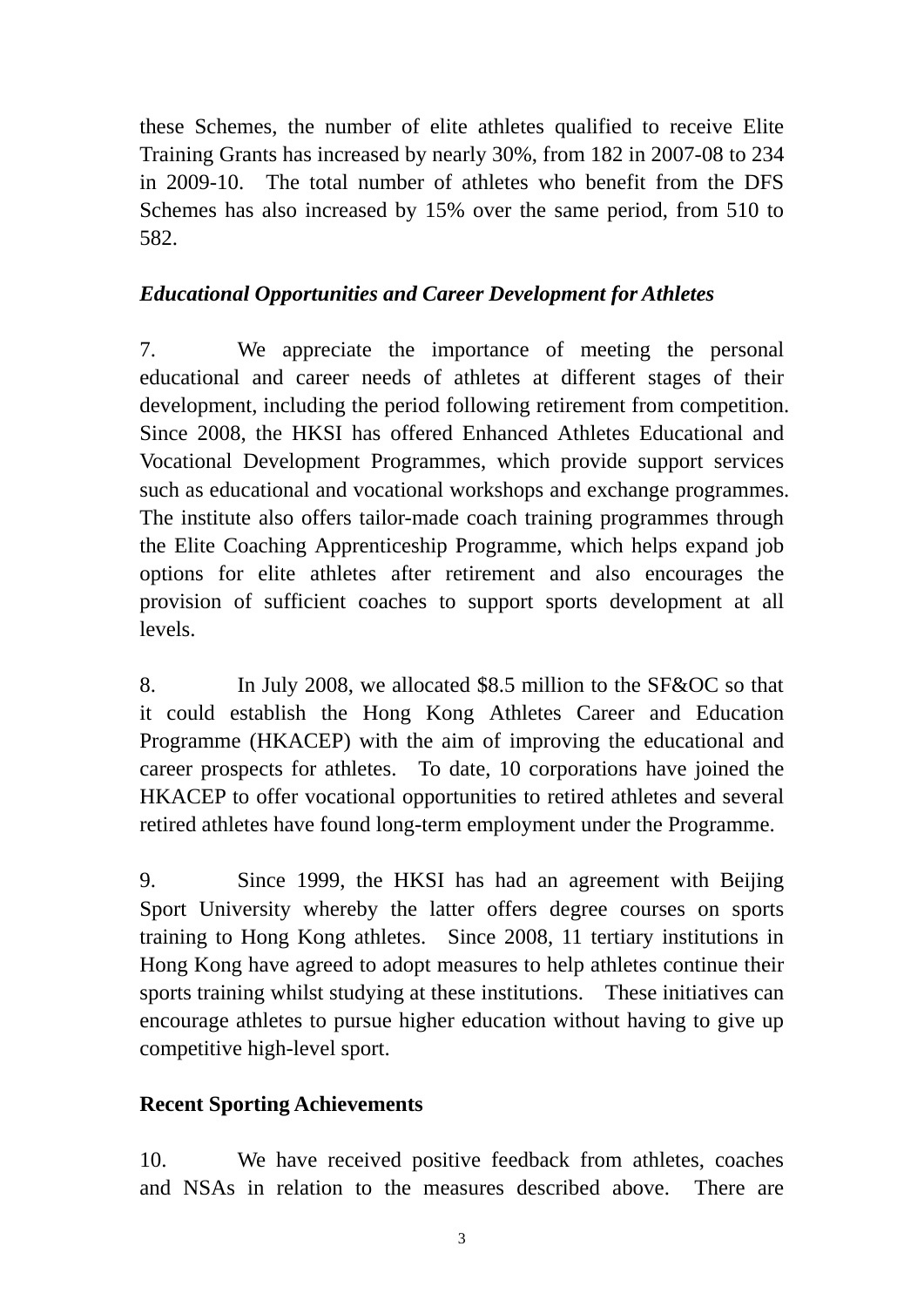these Schemes, the number of elite athletes qualified to receive Elite Training Grants has increased by nearly 30%, from 182 in 2007-08 to 234 in 2009-10. The total number of athletes who benefit from the DFS Schemes has also increased by 15% over the same period, from 510 to 582.

***Educational Opportunities and Career Development for Athletes***

7. We appreciate the importance of meeting the personal educational and career needs of athletes at different stages of their development, including the period following retirement from competition. Since 2008, the HKSI has offered Enhanced Athletes Educational and Vocational Development Programmes, which provide support services such as educational and vocational workshops and exchange programmes. The institute also offers tailor-made coach training programmes through the Elite Coaching Apprenticeship Programme, which helps expand job options for elite athletes after retirement and also encourages the provision of sufficient coaches to support sports development at all levels.

8. In July 2008, we allocated $8.5 million to the SF&OC so that it could establish the Hong Kong Athletes Career and Education Programme (HKACEP) with the aim of improving the educational and career prospects for athletes. To date, 10 corporations have joined the HKACEP to offer vocational opportunities to retired athletes and several retired athletes have found long-term employment under the Programme.

9. Since 1999, the HKSI has had an agreement with Beijing Sport University whereby the latter offers degree courses on sports training to Hong Kong athletes. Since 2008, 11 tertiary institutions in Hong Kong have agreed to adopt measures to help athletes continue their sports training whilst studying at these institutions. These initiatives can encourage athletes to pursue higher education without having to give up competitive high-level sport.

**Recent Sporting Achievements**

10. We have received positive feedback from athletes, coaches and NSAs in relation to the measures described above. There are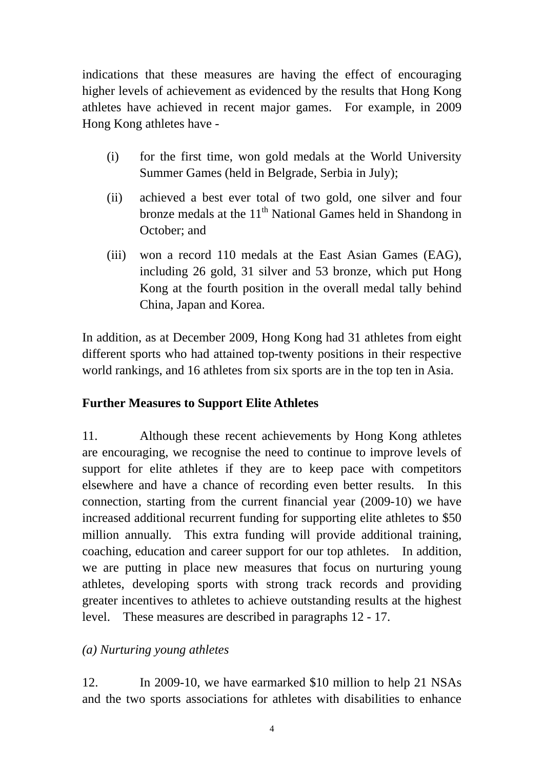indications that these measures are having the effect of encouraging higher levels of achievement as evidenced by the results that Hong Kong athletes have achieved in recent major games. For example, in 2009 Hong Kong athletes have -

(i) for the first time, won gold medals at the World University Summer Games (held in Belgrade, Serbia in July);

(ii) achieved a best ever total of two gold, one silver and four bronze medals at the 11th National Games held in Shandong in October; and

(iii) won a record 110 medals at the East Asian Games (EAG), including 26 gold, 31 silver and 53 bronze, which put Hong Kong at the fourth position in the overall medal tally behind China, Japan and Korea.

In addition, as at December 2009, Hong Kong had 31 athletes from eight different sports who had attained top-twenty positions in their respective world rankings, and 16 athletes from six sports are in the top ten in Asia.

**Further Measures to Support Elite Athletes**

11. Although these recent achievements by Hong Kong athletes are encouraging, we recognise the need to continue to improve levels of support for elite athletes if they are to keep pace with competitors elsewhere and have a chance of recording even better results. In this connection, starting from the current financial year (2009-10) we have increased additional recurrent funding for supporting elite athletes to $50 million annually. This extra funding will provide additional training, coaching, education and career support for our top athletes. In addition, we are putting in place new measures that focus on nurturing young athletes, developing sports with strong track records and providing greater incentives to athletes to achieve outstanding results at the highest level. These measures are described in paragraphs 12 - 17.

*(a) Nurturing young athletes*

12. In 2009-10, we have earmarked $10 million to help 21 NSAs and the two sports associations for athletes with disabilities to enhance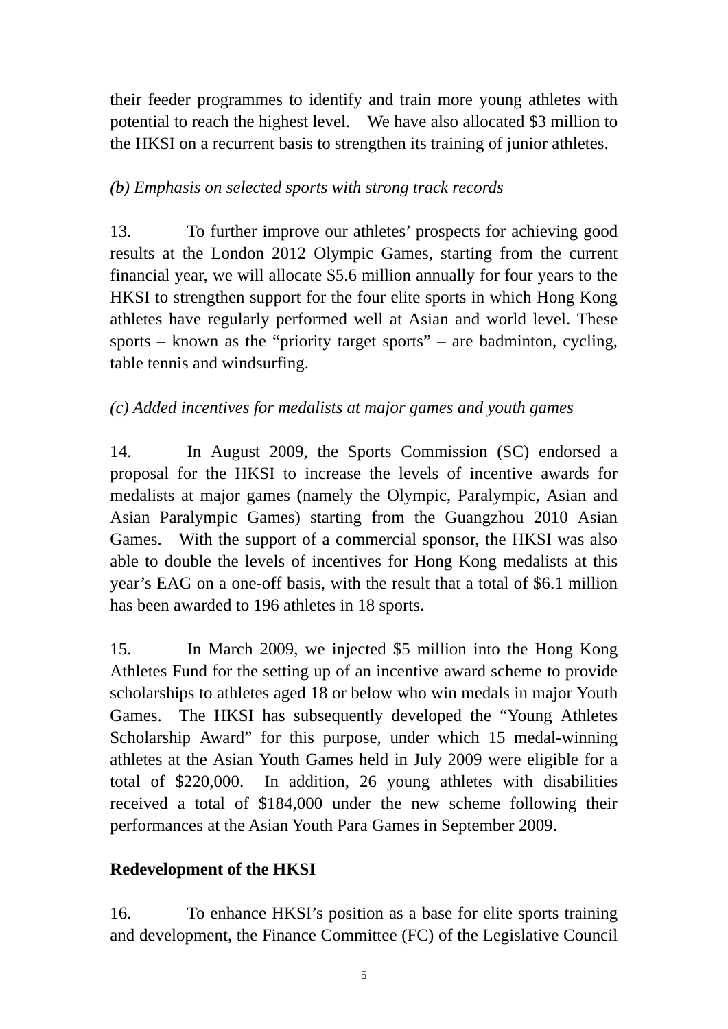their feeder programmes to identify and train more young athletes with potential to reach the highest level. We have also allocated $3 million to the HKSI on a recurrent basis to strengthen its training of junior athletes.

*(b) Emphasis on selected sports with strong track records*

13. To further improve our athletes' prospects for achieving good results at the London 2012 Olympic Games, starting from the current financial year, we will allocate $5.6 million annually for four years to the HKSI to strengthen support for the four elite sports in which Hong Kong athletes have regularly performed well at Asian and world level. These sports – known as the "priority target sports" – are badminton, cycling, table tennis and windsurfing.

*(c) Added incentives for medalists at major games and youth games*

14. In August 2009, the Sports Commission (SC) endorsed a proposal for the HKSI to increase the levels of incentive awards for medalists at major games (namely the Olympic, Paralympic, Asian and Asian Paralympic Games) starting from the Guangzhou 2010 Asian Games. With the support of a commercial sponsor, the HKSI was also able to double the levels of incentives for Hong Kong medalists at this year's EAG on a one-off basis, with the result that a total of $6.1 million has been awarded to 196 athletes in 18 sports.

15. In March 2009, we injected $5 million into the Hong Kong Athletes Fund for the setting up of an incentive award scheme to provide scholarships to athletes aged 18 or below who win medals in major Youth Games. The HKSI has subsequently developed the "Young Athletes Scholarship Award" for this purpose, under which 15 medal-winning athletes at the Asian Youth Games held in July 2009 were eligible for a total of $220,000. In addition, 26 young athletes with disabilities received a total of $184,000 under the new scheme following their performances at the Asian Youth Para Games in September 2009.

**Redevelopment of the HKSI**

16. To enhance HKSI's position as a base for elite sports training and development, the Finance Committee (FC) of the Legislative Council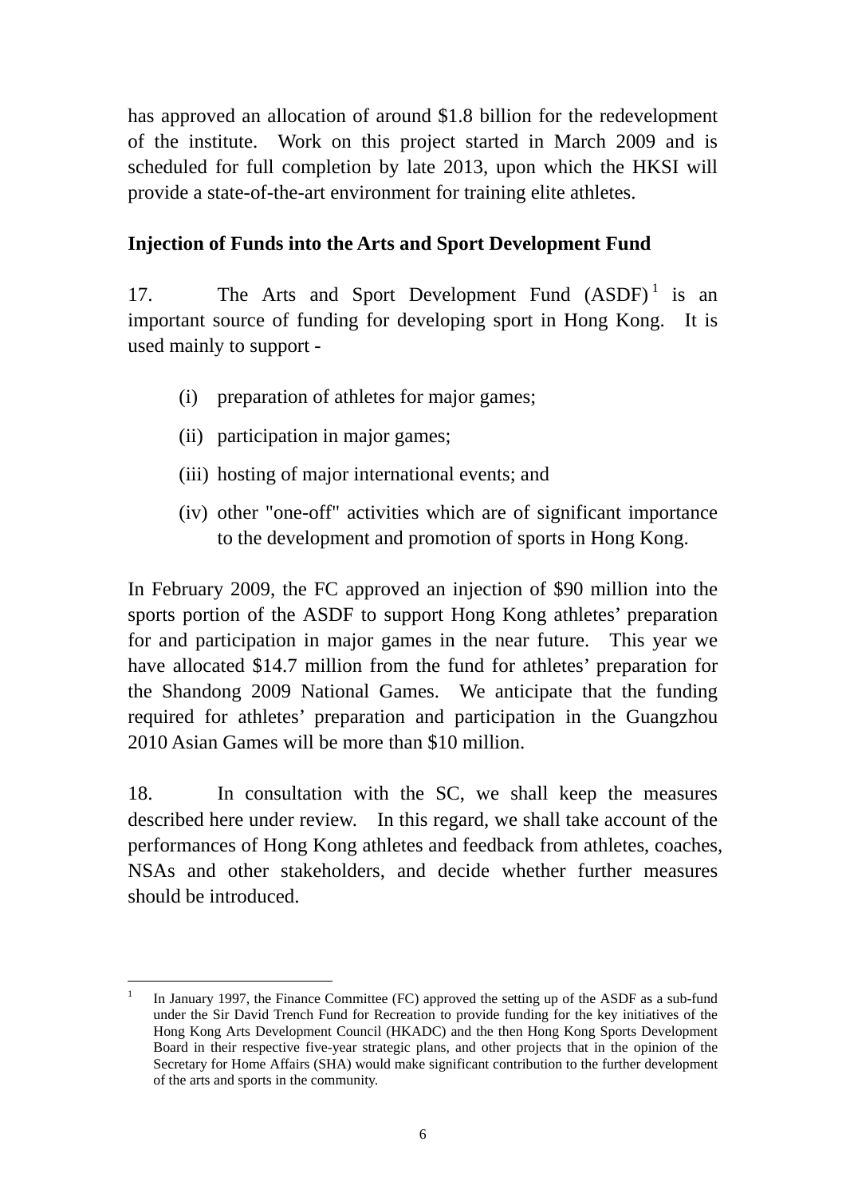has approved an allocation of around $1.8 billion for the redevelopment of the institute. Work on this project started in March 2009 and is scheduled for full completion by late 2013, upon which the HKSI will provide a state-of-the-art environment for training elite athletes.

**Injection of Funds into the Arts and Sport Development Fund**

17. The Arts and Sport Development Fund (ASDF)[1] is an important source of funding for developing sport in Hong Kong. It is used mainly to support -

(i) preparation of athletes for major games;

(ii) participation in major games;

(iii) hosting of major international events; and

(iv) other "one-off" activities which are of significant importance to the development and promotion of sports in Hong Kong.

In February 2009, the FC approved an injection of $90 million into the sports portion of the ASDF to support Hong Kong athletes' preparation for and participation in major games in the near future. This year we have allocated $14.7 million from the fund for athletes' preparation for the Shandong 2009 National Games. We anticipate that the funding required for athletes' preparation and participation in the Guangzhou 2010 Asian Games will be more than $10 million.

18. In consultation with the SC, we shall keep the measures described here under review. In this regard, we shall take account of the performances of Hong Kong athletes and feedback from athletes, coaches, NSAs and other stakeholders, and decide whether further measures should be introduced.

---

[1] In January 1997, the Finance Committee (FC) approved the setting up of the ASDF as a sub-fund under the Sir David Trench Fund for Recreation to provide funding for the key initiatives of the Hong Kong Arts Development Council (HKADC) and the then Hong Kong Sports Development Board in their respective five-year strategic plans, and other projects that in the opinion of the Secretary for Home Affairs (SHA) would make significant contribution to the further development of the arts and sports in the community.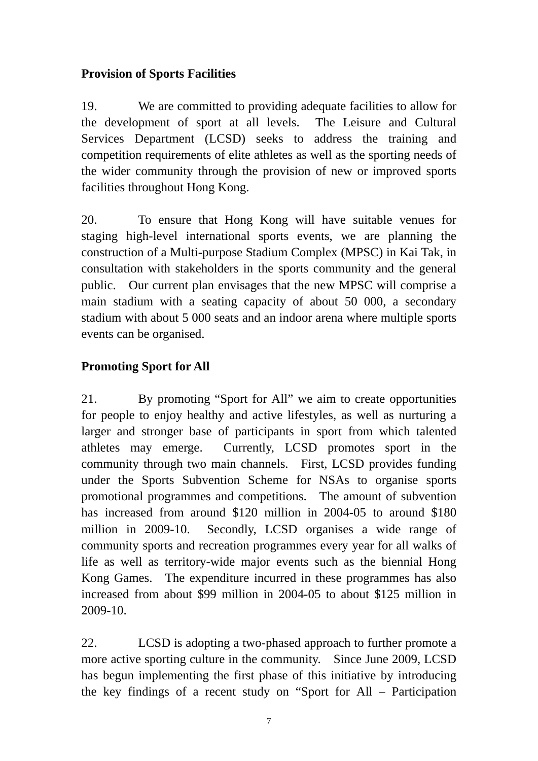**Provision of Sports Facilities**

19. We are committed to providing adequate facilities to allow for the development of sport at all levels. The Leisure and Cultural Services Department (LCSD) seeks to address the training and competition requirements of elite athletes as well as the sporting needs of the wider community through the provision of new or improved sports facilities throughout Hong Kong.

20. To ensure that Hong Kong will have suitable venues for staging high-level international sports events, we are planning the construction of a Multi-purpose Stadium Complex (MPSC) in Kai Tak, in consultation with stakeholders in the sports community and the general public. Our current plan envisages that the new MPSC will comprise a main stadium with a seating capacity of about 50 000, a secondary stadium with about 5 000 seats and an indoor arena where multiple sports events can be organised.

**Promoting Sport for All**

21. By promoting "Sport for All" we aim to create opportunities for people to enjoy healthy and active lifestyles, as well as nurturing a larger and stronger base of participants in sport from which talented athletes may emerge. Currently, LCSD promotes sport in the community through two main channels. First, LCSD provides funding under the Sports Subvention Scheme for NSAs to organise sports promotional programmes and competitions. The amount of subvention has increased from around $120 million in 2004-05 to around $180 million in 2009-10. Secondly, LCSD organises a wide range of community sports and recreation programmes every year for all walks of life as well as territory-wide major events such as the biennial Hong Kong Games. The expenditure incurred in these programmes has also increased from about $99 million in 2004-05 to about $125 million in 2009-10.

22. LCSD is adopting a two-phased approach to further promote a more active sporting culture in the community. Since June 2009, LCSD has begun implementing the first phase of this initiative by introducing the key findings of a recent study on "Sport for All – Participation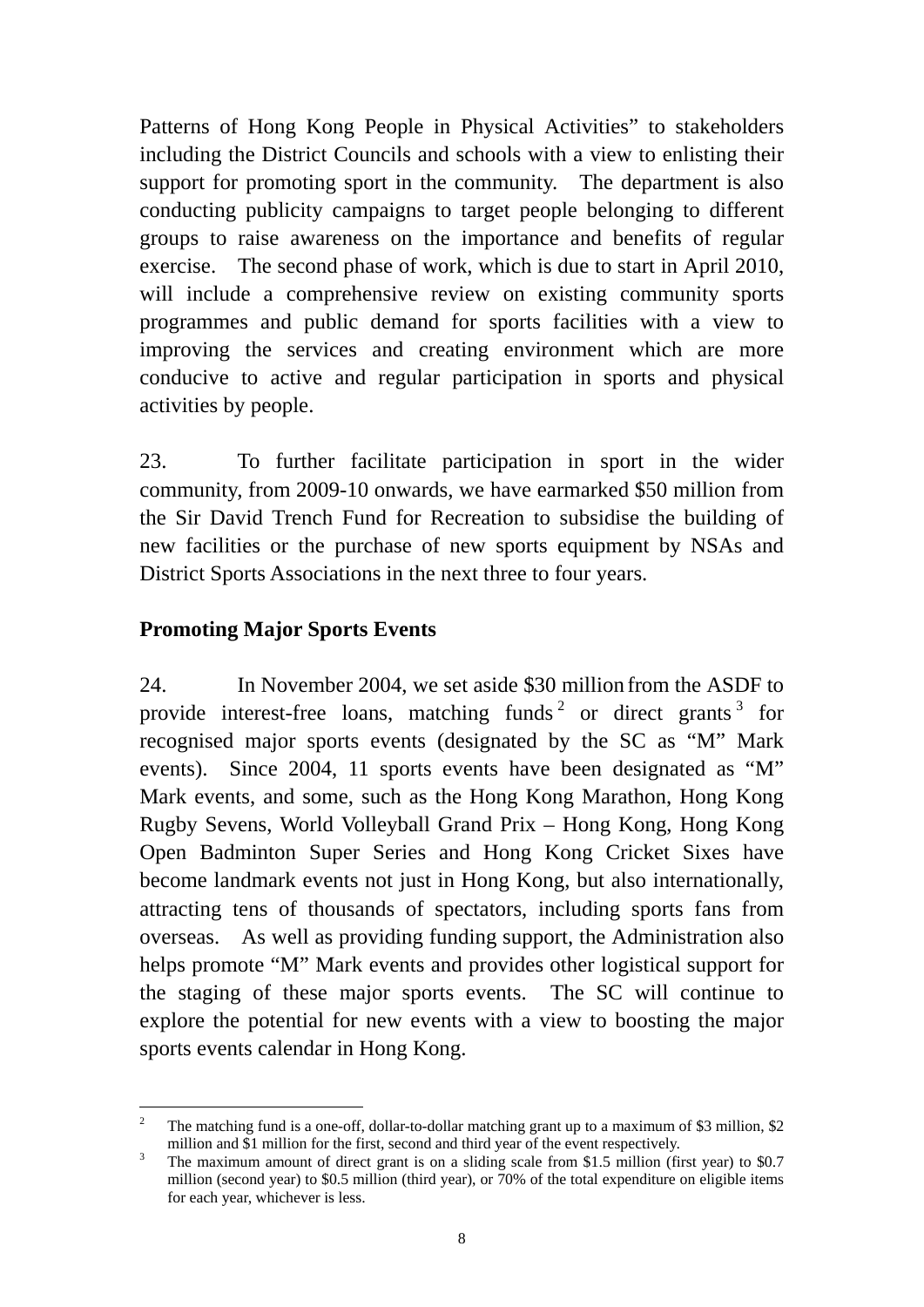Patterns of Hong Kong People in Physical Activities" to stakeholders including the District Councils and schools with a view to enlisting their support for promoting sport in the community. The department is also conducting publicity campaigns to target people belonging to different groups to raise awareness on the importance and benefits of regular exercise. The second phase of work, which is due to start in April 2010, will include a comprehensive review on existing community sports programmes and public demand for sports facilities with a view to improving the services and creating environment which are more conducive to active and regular participation in sports and physical activities by people.

23. To further facilitate participation in sport in the wider community, from 2009-10 onwards, we have earmarked $50 million from the Sir David Trench Fund for Recreation to subsidise the building of new facilities or the purchase of new sports equipment by NSAs and District Sports Associations in the next three to four years.

**Promoting Major Sports Events**

24. In November 2004, we set aside $30 million from the ASDF to provide interest-free loans, matching funds[2] or direct grants[3] for recognised major sports events (designated by the SC as "M" Mark events). Since 2004, 11 sports events have been designated as "M" Mark events, and some, such as the Hong Kong Marathon, Hong Kong Rugby Sevens, World Volleyball Grand Prix – Hong Kong, Hong Kong Open Badminton Super Series and Hong Kong Cricket Sixes have become landmark events not just in Hong Kong, but also internationally, attracting tens of thousands of spectators, including sports fans from overseas. As well as providing funding support, the Administration also helps promote "M" Mark events and provides other logistical support for the staging of these major sports events. The SC will continue to explore the potential for new events with a view to boosting the major sports events calendar in Hong Kong.

---

[2] The matching fund is a one-off, dollar-to-dollar matching grant up to a maximum of $3 million, $2 million and $1 million for the first, second and third year of the event respectively.

[3] The maximum amount of direct grant is on a sliding scale from $1.5 million (first year) to $0.7 million (second year) to $0.5 million (third year), or 70% of the total expenditure on eligible items for each year, whichever is less.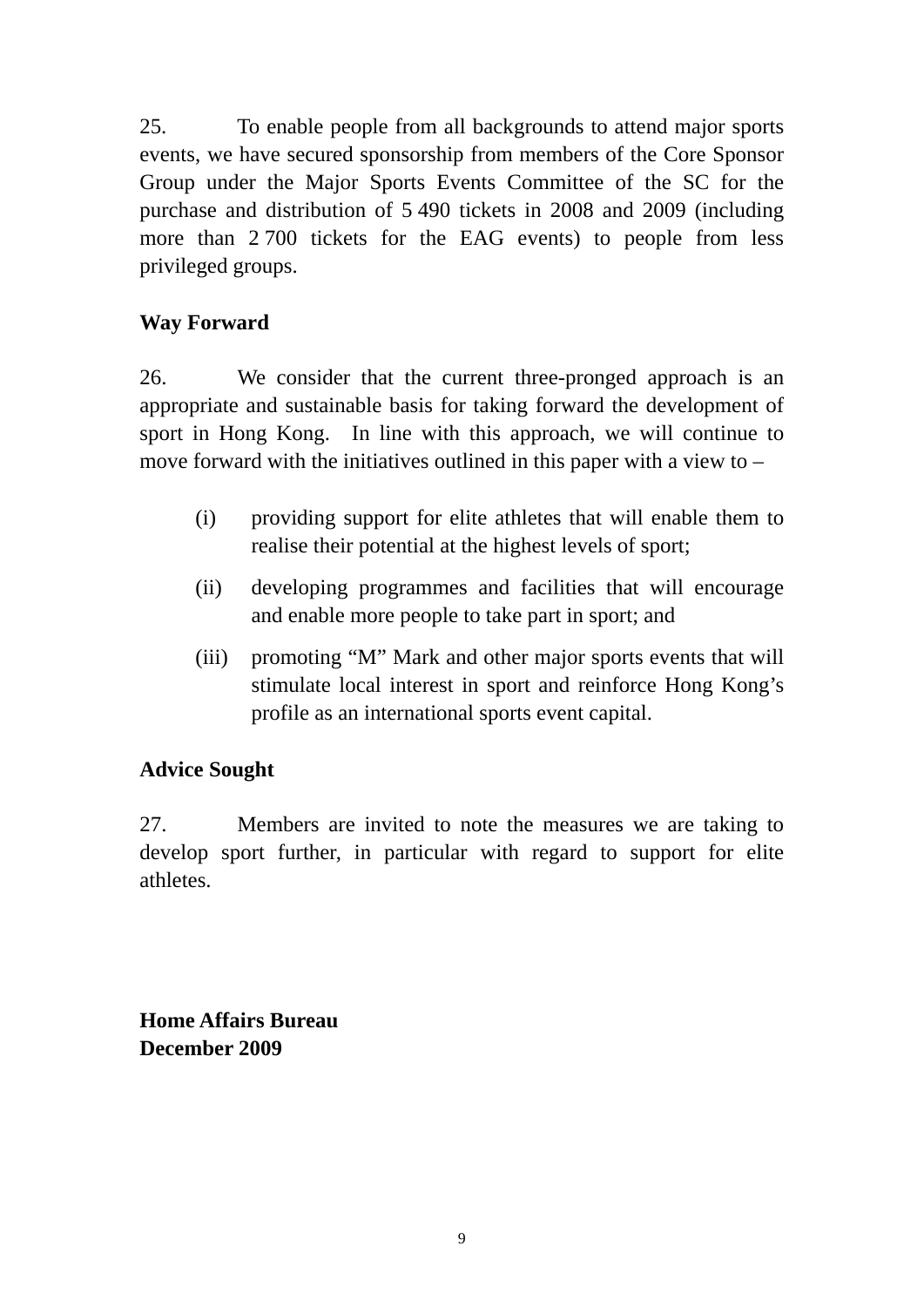25. To enable people from all backgrounds to attend major sports events, we have secured sponsorship from members of the Core Sponsor Group under the Major Sports Events Committee of the SC for the purchase and distribution of 5 490 tickets in 2008 and 2009 (including more than 2 700 tickets for the EAG events) to people from less privileged groups.

**Way Forward**

26. We consider that the current three-pronged approach is an appropriate and sustainable basis for taking forward the development of sport in Hong Kong. In line with this approach, we will continue to move forward with the initiatives outlined in this paper with a view to –

(i) providing support for elite athletes that will enable them to realise their potential at the highest levels of sport;

(ii) developing programmes and facilities that will encourage and enable more people to take part in sport; and

(iii) promoting "M" Mark and other major sports events that will stimulate local interest in sport and reinforce Hong Kong's profile as an international sports event capital.

**Advice Sought**

27. Members are invited to note the measures we are taking to develop sport further, in particular with regard to support for elite athletes.

**Home Affairs Bureau**
**December 2009**